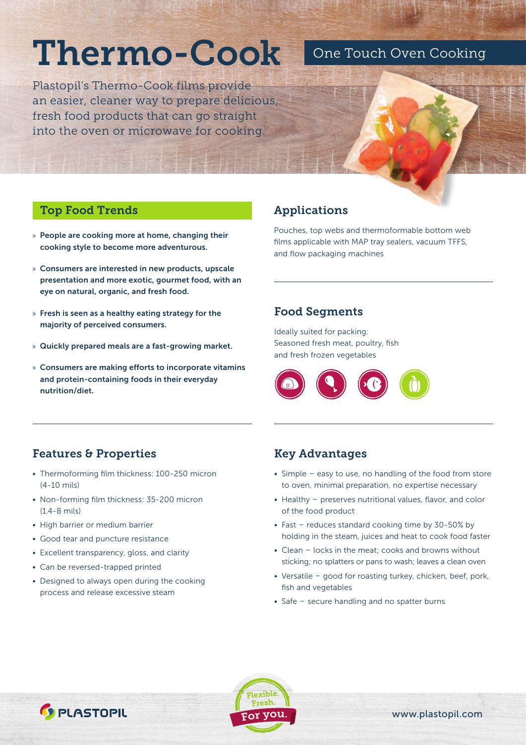# Thermo-Cook

## One Touch Oven Cooking

Plastopil's Thermo-Cook films provide an easier, cleaner way to prepare delicious, fresh food products that can go straight into the oven or microwave for cooking.

## Top Food Trends

- **People are cooking more at home, changing their cooking style to become more adventurous.**
- **Consumers are interested in new products, upscale presentation and more exotic, gourmet food, with an eye on natural, organic, and fresh food.**
- **Fresh is seen as a healthy eating strategy for the majority of perceived consumers.**
- **Quickly prepared meals are a fast-growing market.**
- **Consumers are making efforts to incorporate vitamins and protein-containing foods in their everyday nutrition/diet.**

## Applications

Pouches, top webs and thermoformable bottom web films applicable with MAP tray sealers, vacuum TFFS, and flow packaging machines

## Food Segments

Ideally suited for packing:
Seasoned fresh meat, poultry, fish and fresh frozen vegetables

## Features & Properties

- Thermoforming film thickness: 100-250 micron (4-10 mils)
- Non-forming film thickness: 35-200 micron (1.4-8 mils)
- High barrier or medium barrier
- Good tear and puncture resistance
- Excellent transparency, gloss, and clarity
- Can be reversed-trapped printed
- Designed to always open during the cooking process and release excessive steam

## Key Advantages

- Simple – easy to use, no handling of the food from store to oven, minimal preparation, no expertise necessary
- Healthy – preserves nutritional values, flavor, and color of the food product
- Fast – reduces standard cooking time by 30-50% by holding in the steam, juices and heat to cook food faster
- Clean – locks in the meat; cooks and browns without sticking; no splatters or pans to wash; leaves a clean oven
- Versatile – good for roasting turkey, chicken, beef, pork, fish and vegetables
- Safe – secure handling and no spatter burns

PLASTOPIL

Flexible. Fresh. For you.

www.plastopil.com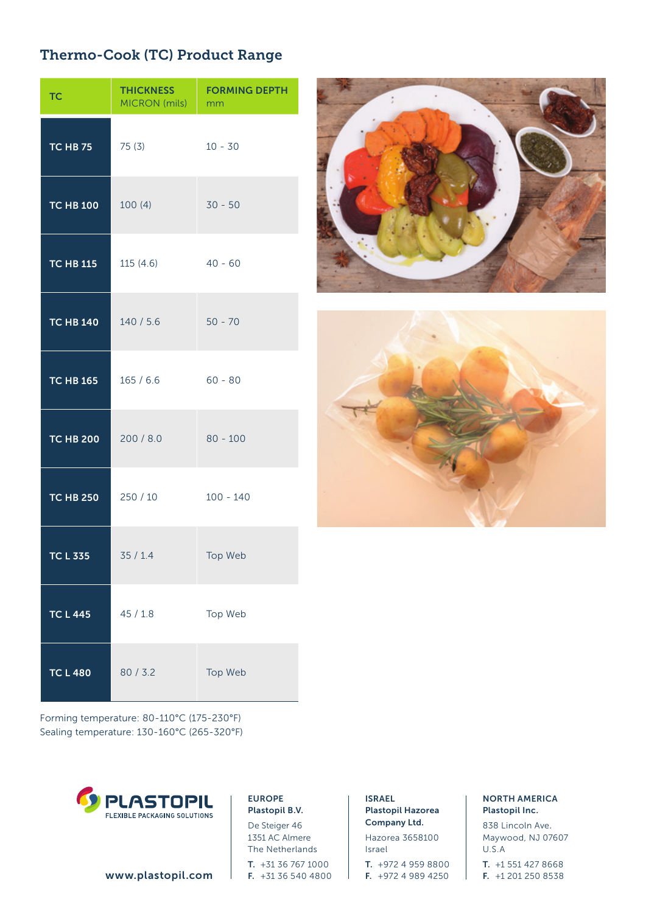## Thermo-Cook (TC) Product Range

| TC | THICKNESS MICRON (mils) | FORMING DEPTH mm |
|---|---|---|
| TC HB 75 | 75 (3) | 10 - 30 |
| TC HB 100 | 100 (4) | 30 - 50 |
| TC HB 115 | 115 (4.6) | 40 - 60 |
| TC HB 140 | 140 / 5.6 | 50 - 70 |
| TC HB 165 | 165 / 6.6 | 60 - 80 |
| TC HB 200 | 200 / 8.0 | 80 - 100 |
| TC HB 250 | 250 / 10 | 100 - 140 |
| TC L 335 | 35 / 1.4 | Top Web |
| TC L 445 | 45 / 1.8 | Top Web |
| TC L 480 | 80 / 3.2 | Top Web |

Forming temperature: 80-110°C (175-230°F)
Sealing temperature: 130-160°C (265-320°F)

PLASTOPIL
FLEXIBLE PACKAGING SOLUTIONS

www.plastopil.com

**EUROPE**
**Plastopil B.V.**
De Steiger 46
1351 AC Almere
The Netherlands
**T.** +31 36 767 1000
**F.** +31 36 540 4800

**ISRAEL**
**Plastopil Hazorea Company Ltd.**
Hazorea 3658100
Israel
**T.** +972 4 959 8800
**F.** +972 4 989 4250

**NORTH AMERICA**
**Plastopil Inc.**
838 Lincoln Ave.
Maywood, NJ 07607
U.S.A
**T.** +1 551 427 8668
**F.** +1 201 250 8538